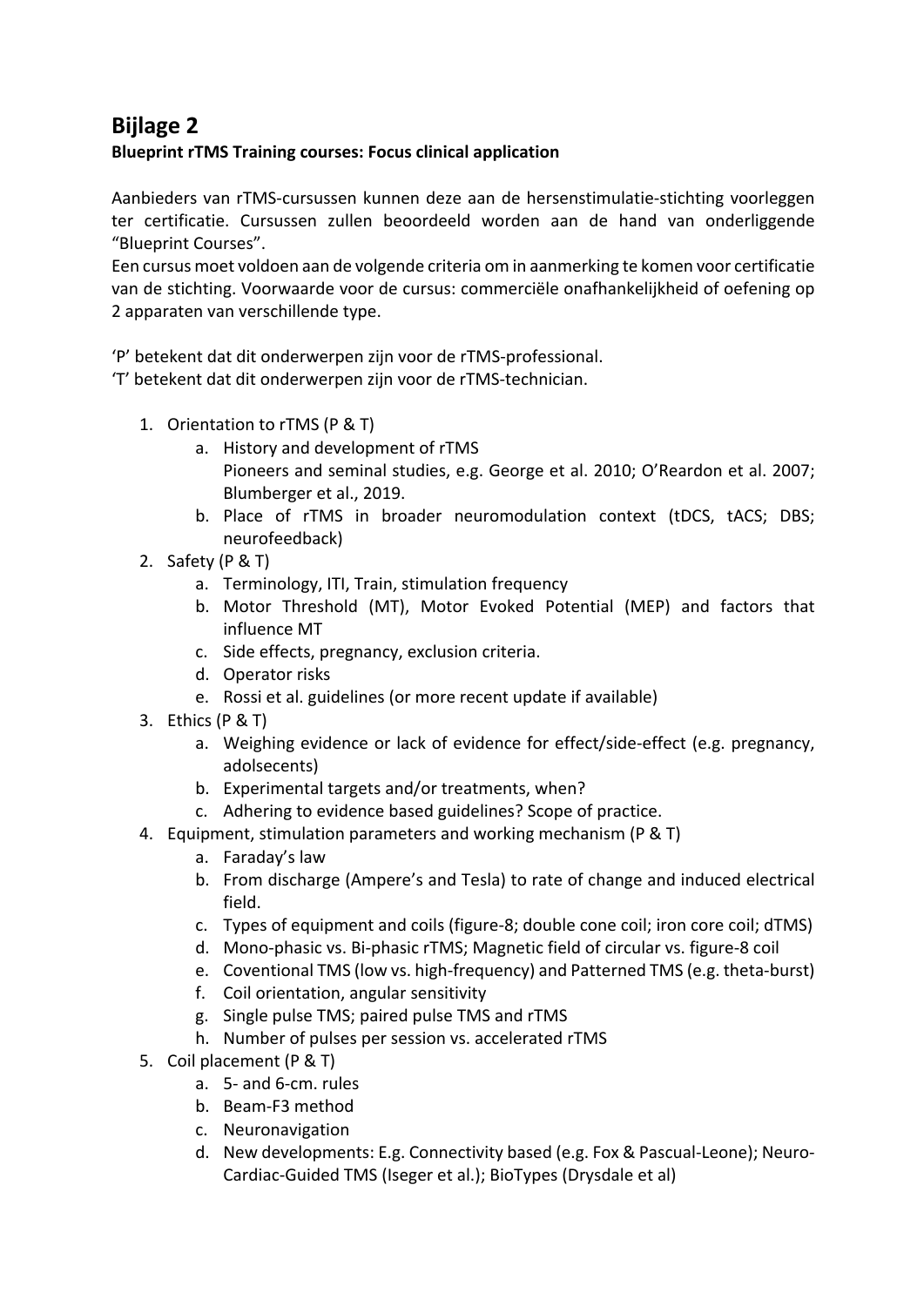## Bijlage 2

**Blueprint rTMS Training courses: Focus clinical application**

Aanbieders van rTMS-cursussen kunnen deze aan de hersenstimulatie-stichting voorleggen ter certificatie. Cursussen zullen beoordeeld worden aan de hand van onderliggende “Blueprint Courses”.
Een cursus moet voldoen aan de volgende criteria om in aanmerking te komen voor certificatie van de stichting. Voorwaarde voor de cursus: commerciële onafhankelijkheid of oefening op 2 apparaten van verschillende type.

‘P’ betekent dat dit onderwerpen zijn voor de rTMS-professional.
‘T’ betekent dat dit onderwerpen zijn voor de rTMS-technician.

1. Orientation to rTMS (P & T)
    a. History and development of rTMS
       Pioneers and seminal studies, e.g. George et al. 2010; O’Reardon et al. 2007; Blumberger et al., 2019.
    b. Place of rTMS in broader neuromodulation context (tDCS, tACS; DBS; neurofeedback)
2. Safety (P & T)
    a. Terminology, ITI, Train, stimulation frequency
    b. Motor Threshold (MT), Motor Evoked Potential (MEP) and factors that influence MT
    c. Side effects, pregnancy, exclusion criteria.
    d. Operator risks
    e. Rossi et al. guidelines (or more recent update if available)
3. Ethics (P & T)
    a. Weighing evidence or lack of evidence for effect/side-effect (e.g. pregnancy, adolsecents)
    b. Experimental targets and/or treatments, when?
    c. Adhering to evidence based guidelines? Scope of practice.
4. Equipment, stimulation parameters and working mechanism (P & T)
    a. Faraday’s law
    b. From discharge (Ampere’s and Tesla) to rate of change and induced electrical field.
    c. Types of equipment and coils (figure-8; double cone coil; iron core coil; dTMS)
    d. Mono-phasic vs. Bi-phasic rTMS; Magnetic field of circular vs. figure-8 coil
    e. Coventional TMS (low vs. high-frequency) and Patterned TMS (e.g. theta-burst)
    f. Coil orientation, angular sensitivity
    g. Single pulse TMS; paired pulse TMS and rTMS
    h. Number of pulses per session vs. accelerated rTMS
5. Coil placement (P & T)
    a. 5- and 6-cm. rules
    b. Beam-F3 method
    c. Neuronavigation
    d. New developments: E.g. Connectivity based (e.g. Fox & Pascual-Leone); Neuro-Cardiac-Guided TMS (Iseger et al.); BioTypes (Drysdale et al)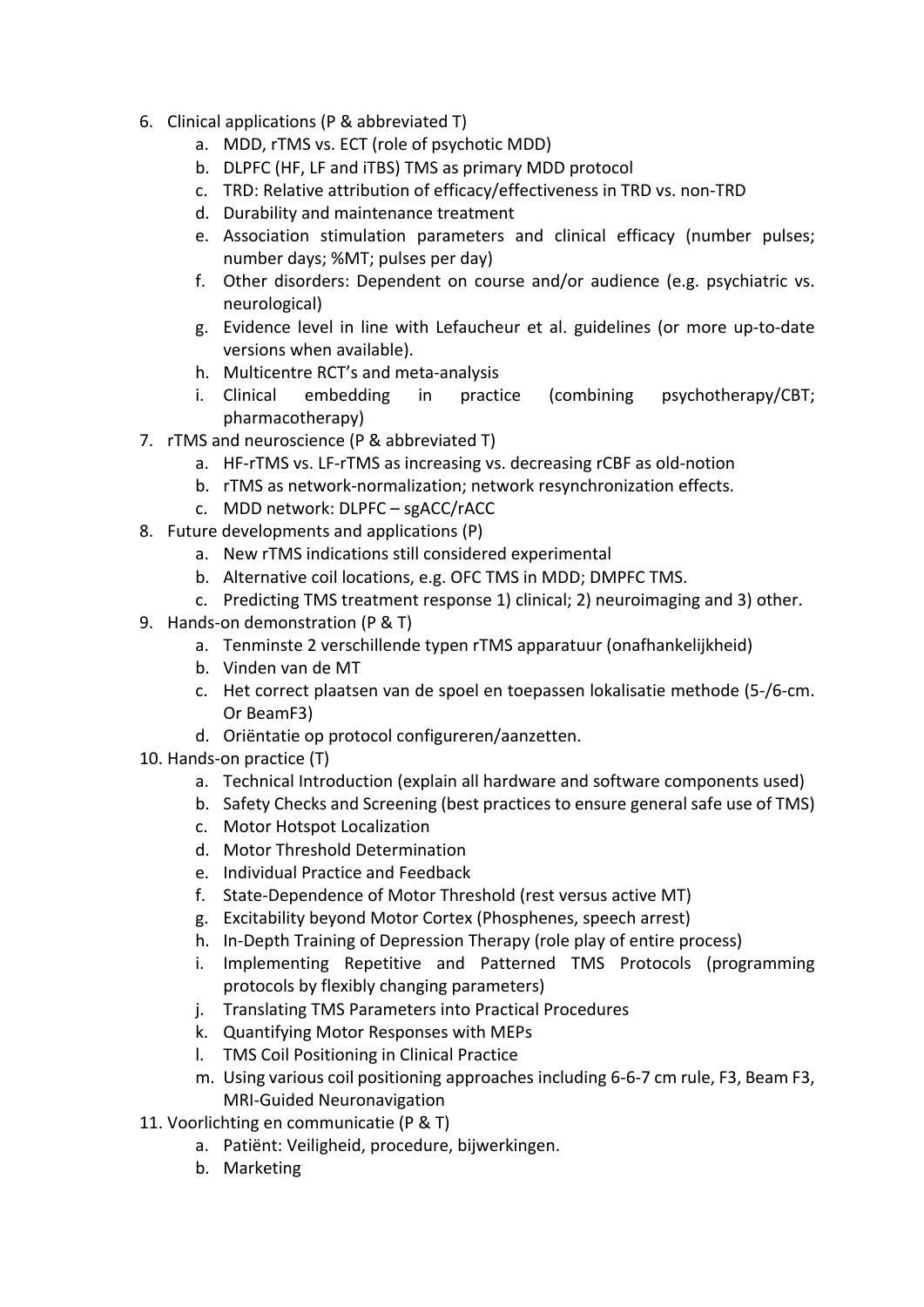6. Clinical applications (P & abbreviated T)
    a. MDD, rTMS vs. ECT (role of psychotic MDD)
    b. DLPFC (HF, LF and iTBS) TMS as primary MDD protocol
    c. TRD: Relative attribution of efficacy/effectiveness in TRD vs. non-TRD
    d. Durability and maintenance treatment
    e. Association stimulation parameters and clinical efficacy (number pulses; number days; %MT; pulses per day)
    f. Other disorders: Dependent on course and/or audience (e.g. psychiatric vs. neurological)
    g. Evidence level in line with Lefaucheur et al. guidelines (or more up-to-date versions when available).
    h. Multicentre RCT's and meta-analysis
    i. Clinical embedding in practice (combining psychotherapy/CBT; pharmacotherapy)
7. rTMS and neuroscience (P & abbreviated T)
    a. HF-rTMS vs. LF-rTMS as increasing vs. decreasing rCBF as old-notion
    b. rTMS as network-normalization; network resynchronization effects.
    c. MDD network: DLPFC – sgACC/rACC
8. Future developments and applications (P)
    a. New rTMS indications still considered experimental
    b. Alternative coil locations, e.g. OFC TMS in MDD; DMPFC TMS.
    c. Predicting TMS treatment response 1) clinical; 2) neuroimaging and 3) other.
9. Hands-on demonstration (P & T)
    a. Tenminste 2 verschillende typen rTMS apparatuur (onafhankelijkheid)
    b. Vinden van de MT
    c. Het correct plaatsen van de spoel en toepassen lokalisatie methode (5-/6-cm. Or BeamF3)
    d. Oriëntatie op protocol configureren/aanzetten.
10. Hands-on practice (T)
    a. Technical Introduction (explain all hardware and software components used)
    b. Safety Checks and Screening (best practices to ensure general safe use of TMS)
    c. Motor Hotspot Localization
    d. Motor Threshold Determination
    e. Individual Practice and Feedback
    f. State-Dependence of Motor Threshold (rest versus active MT)
    g. Excitability beyond Motor Cortex (Phosphenes, speech arrest)
    h. In-Depth Training of Depression Therapy (role play of entire process)
    i. Implementing Repetitive and Patterned TMS Protocols (programming protocols by flexibly changing parameters)
    j. Translating TMS Parameters into Practical Procedures
    k. Quantifying Motor Responses with MEPs
    l. TMS Coil Positioning in Clinical Practice
    m. Using various coil positioning approaches including 6-6-7 cm rule, F3, Beam F3, MRI-Guided Neuronavigation
11. Voorlichting en communicatie (P & T)
    a. Patiënt: Veiligheid, procedure, bijwerkingen.
    b. Marketing